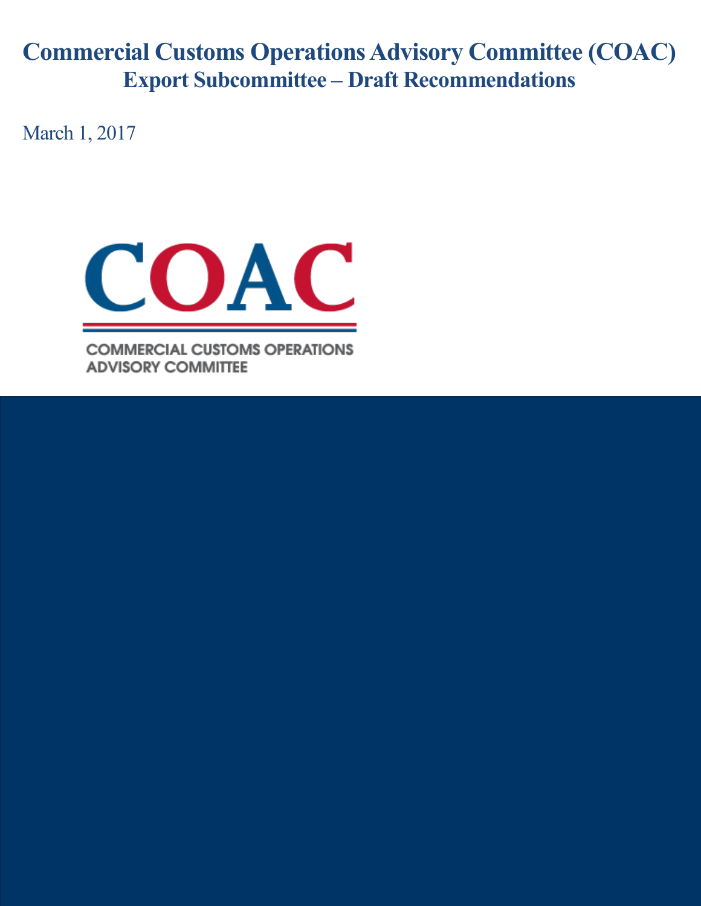# Commercial Customs Operations Advisory Committee (COAC)
## Export Subcommittee – Draft Recommendations

March 1, 2017

COAC

COMMERCIAL CUSTOMS OPERATIONS ADVISORY COMMITTEE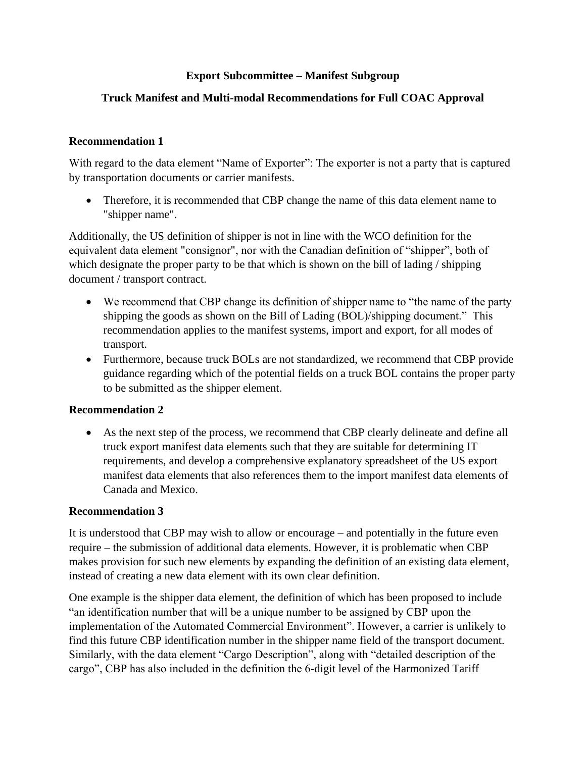**Export Subcommittee – Manifest Subgroup**

**Truck Manifest and Multi-modal Recommendations for Full COAC Approval**

**Recommendation 1**

With regard to the data element "Name of Exporter": The exporter is not a party that is captured by transportation documents or carrier manifests.

- Therefore, it is recommended that CBP change the name of this data element name to "shipper name".

Additionally, the US definition of shipper is not in line with the WCO definition for the equivalent data element "consignor", nor with the Canadian definition of "shipper", both of which designate the proper party to be that which is shown on the bill of lading / shipping document / transport contract.

- We recommend that CBP change its definition of shipper name to "the name of the party shipping the goods as shown on the Bill of Lading (BOL)/shipping document." This recommendation applies to the manifest systems, import and export, for all modes of transport.
- Furthermore, because truck BOLs are not standardized, we recommend that CBP provide guidance regarding which of the potential fields on a truck BOL contains the proper party to be submitted as the shipper element.

**Recommendation 2**

- As the next step of the process, we recommend that CBP clearly delineate and define all truck export manifest data elements such that they are suitable for determining IT requirements, and develop a comprehensive explanatory spreadsheet of the US export manifest data elements that also references them to the import manifest data elements of Canada and Mexico.

**Recommendation 3**

It is understood that CBP may wish to allow or encourage – and potentially in the future even require – the submission of additional data elements. However, it is problematic when CBP makes provision for such new elements by expanding the definition of an existing data element, instead of creating a new data element with its own clear definition.

One example is the shipper data element, the definition of which has been proposed to include "an identification number that will be a unique number to be assigned by CBP upon the implementation of the Automated Commercial Environment". However, a carrier is unlikely to find this future CBP identification number in the shipper name field of the transport document. Similarly, with the data element "Cargo Description", along with "detailed description of the cargo", CBP has also included in the definition the 6-digit level of the Harmonized Tariff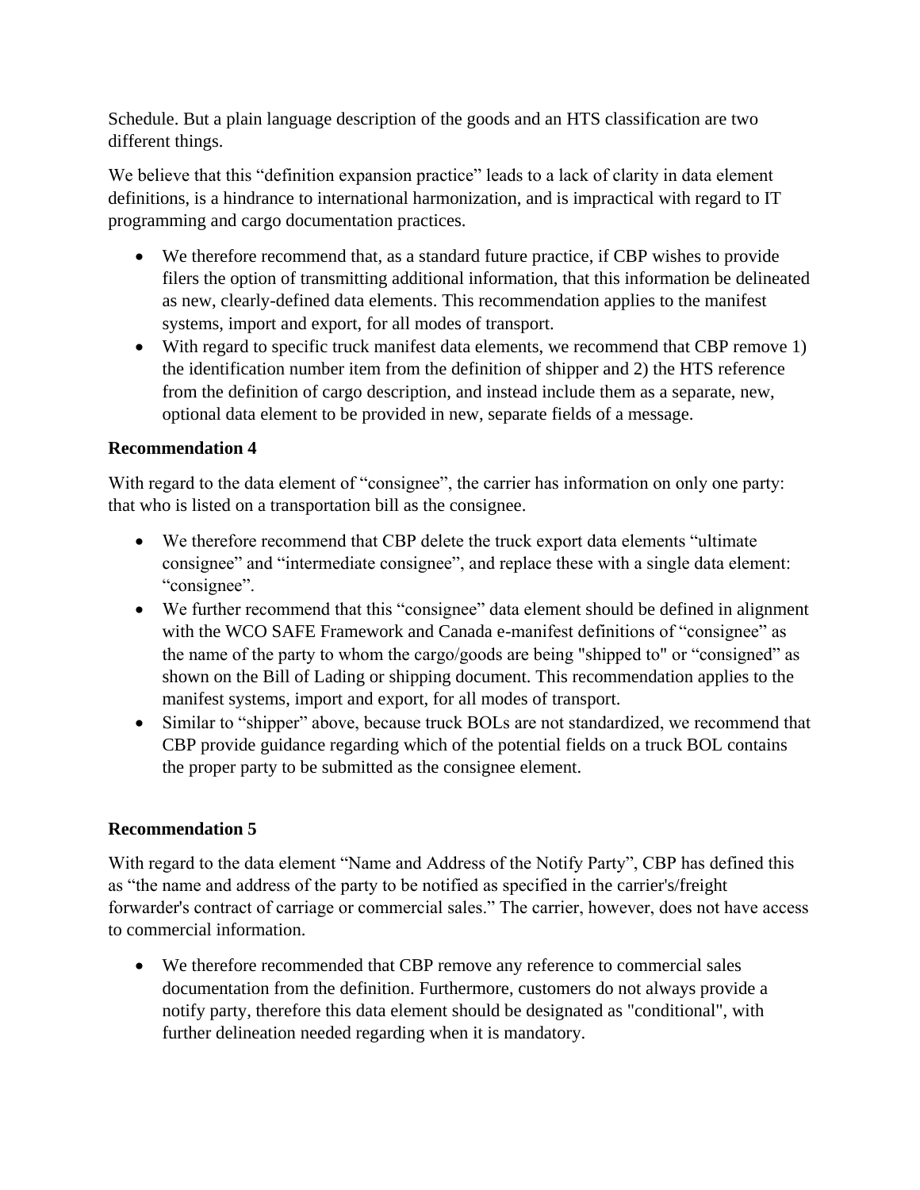Schedule. But a plain language description of the goods and an HTS classification are two different things.

We believe that this "definition expansion practice" leads to a lack of clarity in data element definitions, is a hindrance to international harmonization, and is impractical with regard to IT programming and cargo documentation practices.

- We therefore recommend that, as a standard future practice, if CBP wishes to provide filers the option of transmitting additional information, that this information be delineated as new, clearly-defined data elements. This recommendation applies to the manifest systems, import and export, for all modes of transport.
- With regard to specific truck manifest data elements, we recommend that CBP remove 1) the identification number item from the definition of shipper and 2) the HTS reference from the definition of cargo description, and instead include them as a separate, new, optional data element to be provided in new, separate fields of a message.

**Recommendation 4**

With regard to the data element of "consignee", the carrier has information on only one party: that who is listed on a transportation bill as the consignee.

- We therefore recommend that CBP delete the truck export data elements "ultimate consignee" and "intermediate consignee", and replace these with a single data element: "consignee".
- We further recommend that this "consignee" data element should be defined in alignment with the WCO SAFE Framework and Canada e-manifest definitions of "consignee" as the name of the party to whom the cargo/goods are being "shipped to" or "consigned" as shown on the Bill of Lading or shipping document. This recommendation applies to the manifest systems, import and export, for all modes of transport.
- Similar to "shipper" above, because truck BOLs are not standardized, we recommend that CBP provide guidance regarding which of the potential fields on a truck BOL contains the proper party to be submitted as the consignee element.

**Recommendation 5**

With regard to the data element "Name and Address of the Notify Party", CBP has defined this as "the name and address of the party to be notified as specified in the carrier's/freight forwarder's contract of carriage or commercial sales." The carrier, however, does not have access to commercial information.

- We therefore recommended that CBP remove any reference to commercial sales documentation from the definition. Furthermore, customers do not always provide a notify party, therefore this data element should be designated as "conditional", with further delineation needed regarding when it is mandatory.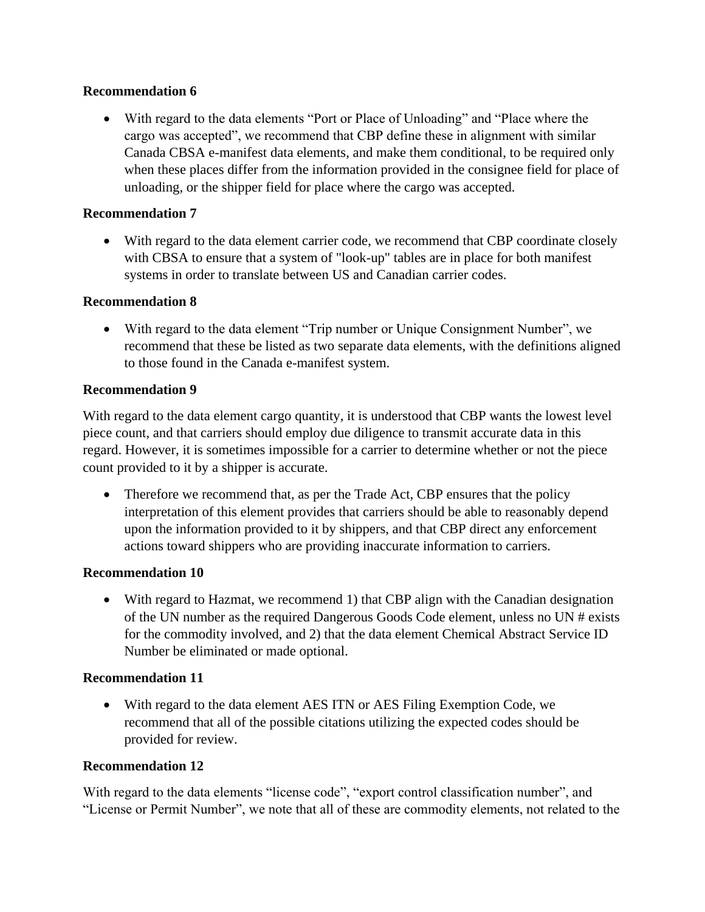**Recommendation 6**

- With regard to the data elements “Port or Place of Unloading” and “Place where the cargo was accepted”, we recommend that CBP define these in alignment with similar Canada CBSA e-manifest data elements, and make them conditional, to be required only when these places differ from the information provided in the consignee field for place of unloading, or the shipper field for place where the cargo was accepted.

**Recommendation 7**

- With regard to the data element carrier code, we recommend that CBP coordinate closely with CBSA to ensure that a system of "look-up" tables are in place for both manifest systems in order to translate between US and Canadian carrier codes.

**Recommendation 8**

- With regard to the data element “Trip number or Unique Consignment Number”, we recommend that these be listed as two separate data elements, with the definitions aligned to those found in the Canada e-manifest system.

**Recommendation 9**

With regard to the data element cargo quantity, it is understood that CBP wants the lowest level piece count, and that carriers should employ due diligence to transmit accurate data in this regard. However, it is sometimes impossible for a carrier to determine whether or not the piece count provided to it by a shipper is accurate.

- Therefore we recommend that, as per the Trade Act, CBP ensures that the policy interpretation of this element provides that carriers should be able to reasonably depend upon the information provided to it by shippers, and that CBP direct any enforcement actions toward shippers who are providing inaccurate information to carriers.

**Recommendation 10**

- With regard to Hazmat, we recommend 1) that CBP align with the Canadian designation of the UN number as the required Dangerous Goods Code element, unless no UN # exists for the commodity involved, and 2) that the data element Chemical Abstract Service ID Number be eliminated or made optional.

**Recommendation 11**

- With regard to the data element AES ITN or AES Filing Exemption Code, we recommend that all of the possible citations utilizing the expected codes should be provided for review.

**Recommendation 12**

With regard to the data elements “license code”, “export control classification number”, and “License or Permit Number”, we note that all of these are commodity elements, not related to the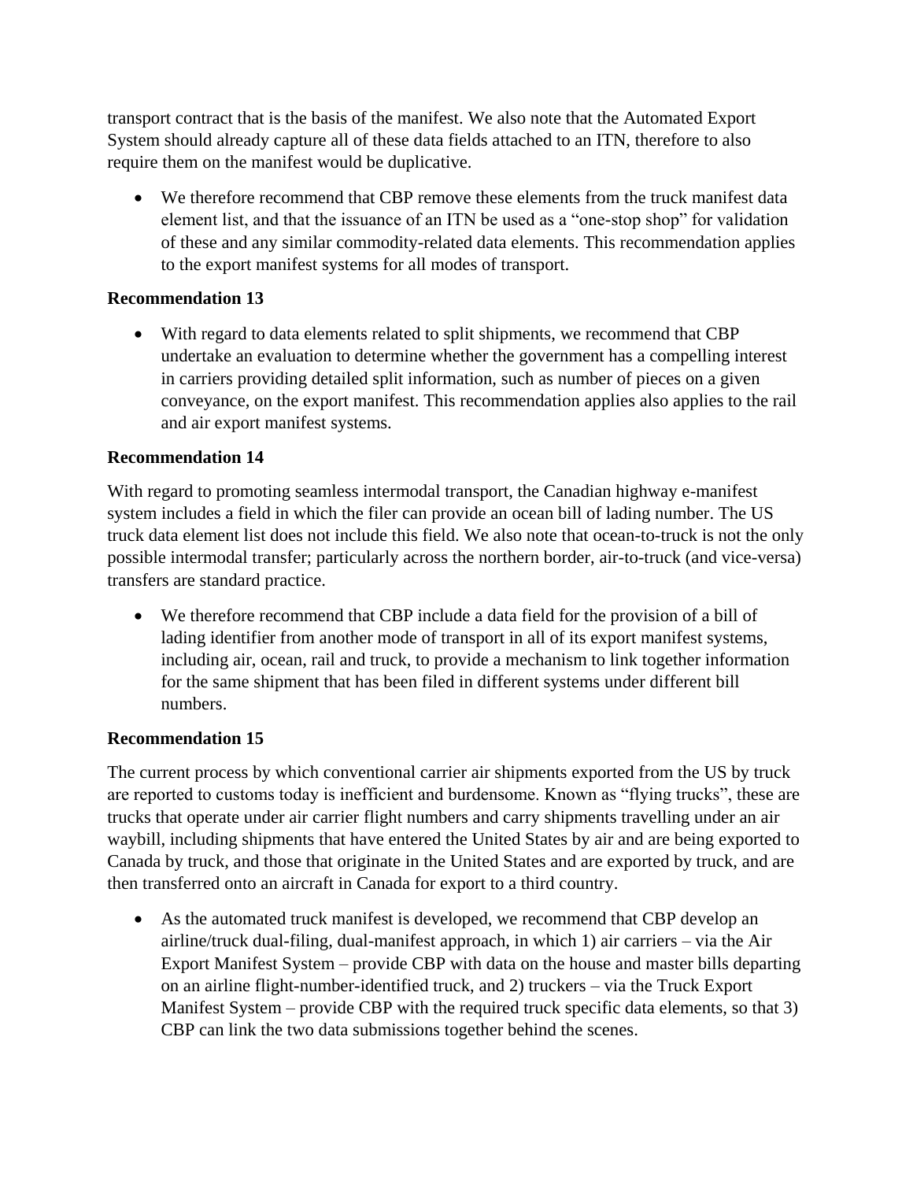transport contract that is the basis of the manifest. We also note that the Automated Export System should already capture all of these data fields attached to an ITN, therefore to also require them on the manifest would be duplicative.

- We therefore recommend that CBP remove these elements from the truck manifest data element list, and that the issuance of an ITN be used as a "one-stop shop" for validation of these and any similar commodity-related data elements. This recommendation applies to the export manifest systems for all modes of transport.

**Recommendation 13**

- With regard to data elements related to split shipments, we recommend that CBP undertake an evaluation to determine whether the government has a compelling interest in carriers providing detailed split information, such as number of pieces on a given conveyance, on the export manifest. This recommendation applies also applies to the rail and air export manifest systems.

**Recommendation 14**

With regard to promoting seamless intermodal transport, the Canadian highway e-manifest system includes a field in which the filer can provide an ocean bill of lading number. The US truck data element list does not include this field. We also note that ocean-to-truck is not the only possible intermodal transfer; particularly across the northern border, air-to-truck (and vice-versa) transfers are standard practice.

- We therefore recommend that CBP include a data field for the provision of a bill of lading identifier from another mode of transport in all of its export manifest systems, including air, ocean, rail and truck, to provide a mechanism to link together information for the same shipment that has been filed in different systems under different bill numbers.

**Recommendation 15**

The current process by which conventional carrier air shipments exported from the US by truck are reported to customs today is inefficient and burdensome. Known as "flying trucks", these are trucks that operate under air carrier flight numbers and carry shipments travelling under an air waybill, including shipments that have entered the United States by air and are being exported to Canada by truck, and those that originate in the United States and are exported by truck, and are then transferred onto an aircraft in Canada for export to a third country.

- As the automated truck manifest is developed, we recommend that CBP develop an airline/truck dual-filing, dual-manifest approach, in which 1) air carriers – via the Air Export Manifest System – provide CBP with data on the house and master bills departing on an airline flight-number-identified truck, and 2) truckers – via the Truck Export Manifest System – provide CBP with the required truck specific data elements, so that 3) CBP can link the two data submissions together behind the scenes.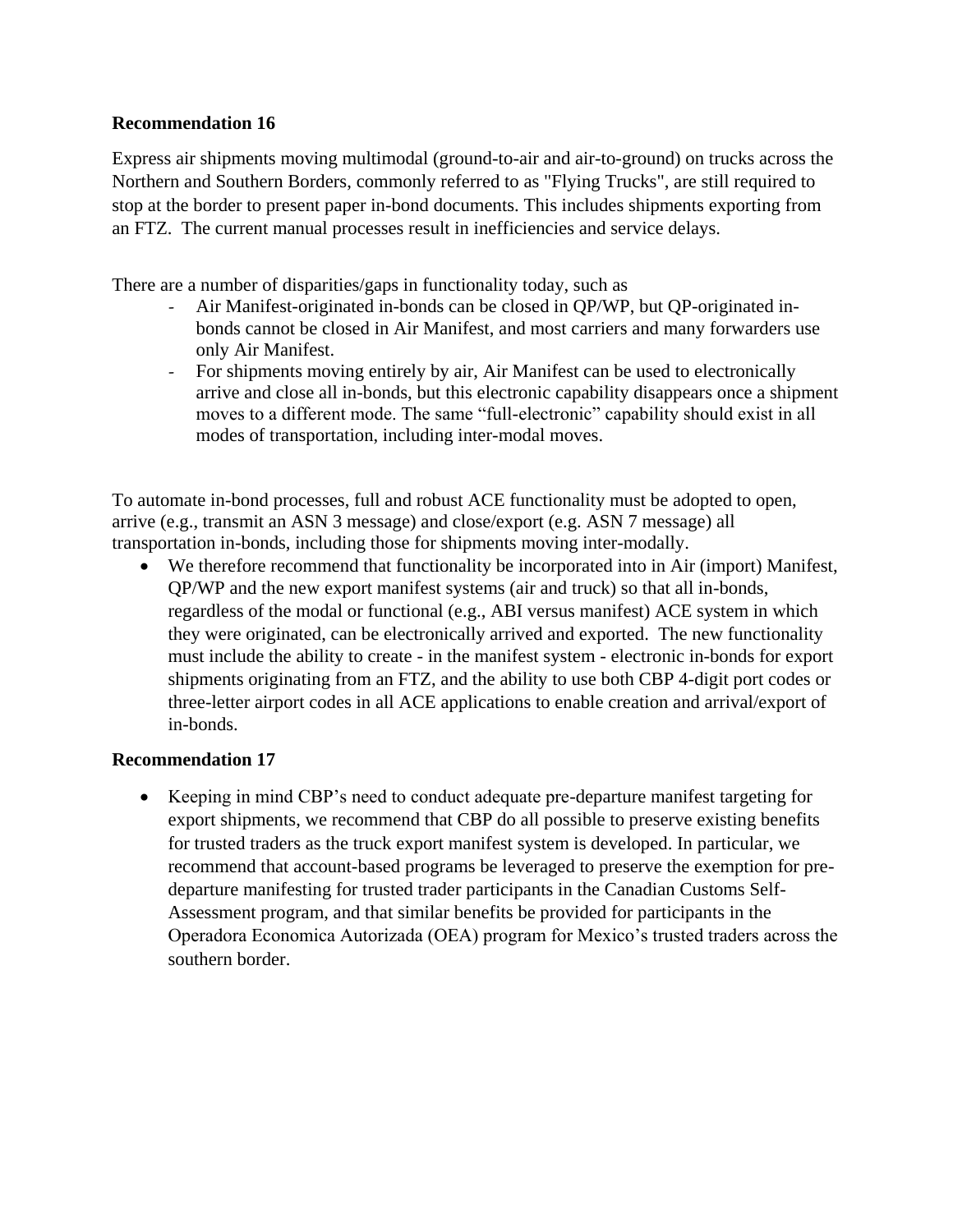**Recommendation 16**

Express air shipments moving multimodal (ground-to-air and air-to-ground) on trucks across the Northern and Southern Borders, commonly referred to as "Flying Trucks", are still required to stop at the border to present paper in-bond documents. This includes shipments exporting from an FTZ. The current manual processes result in inefficiencies and service delays.

There are a number of disparities/gaps in functionality today, such as

- Air Manifest-originated in-bonds can be closed in QP/WP, but QP-originated in-bonds cannot be closed in Air Manifest, and most carriers and many forwarders use only Air Manifest.
- For shipments moving entirely by air, Air Manifest can be used to electronically arrive and close all in-bonds, but this electronic capability disappears once a shipment moves to a different mode. The same "full-electronic" capability should exist in all modes of transportation, including inter-modal moves.

To automate in-bond processes, full and robust ACE functionality must be adopted to open, arrive (e.g., transmit an ASN 3 message) and close/export (e.g. ASN 7 message) all transportation in-bonds, including those for shipments moving inter-modally.

- We therefore recommend that functionality be incorporated into in Air (import) Manifest, QP/WP and the new export manifest systems (air and truck) so that all in-bonds, regardless of the modal or functional (e.g., ABI versus manifest) ACE system in which they were originated, can be electronically arrived and exported. The new functionality must include the ability to create - in the manifest system - electronic in-bonds for export shipments originating from an FTZ, and the ability to use both CBP 4-digit port codes or three-letter airport codes in all ACE applications to enable creation and arrival/export of in-bonds.

**Recommendation 17**

- Keeping in mind CBP's need to conduct adequate pre-departure manifest targeting for export shipments, we recommend that CBP do all possible to preserve existing benefits for trusted traders as the truck export manifest system is developed. In particular, we recommend that account-based programs be leveraged to preserve the exemption for pre-departure manifesting for trusted trader participants in the Canadian Customs Self-Assessment program, and that similar benefits be provided for participants in the Operadora Economica Autorizada (OEA) program for Mexico's trusted traders across the southern border.